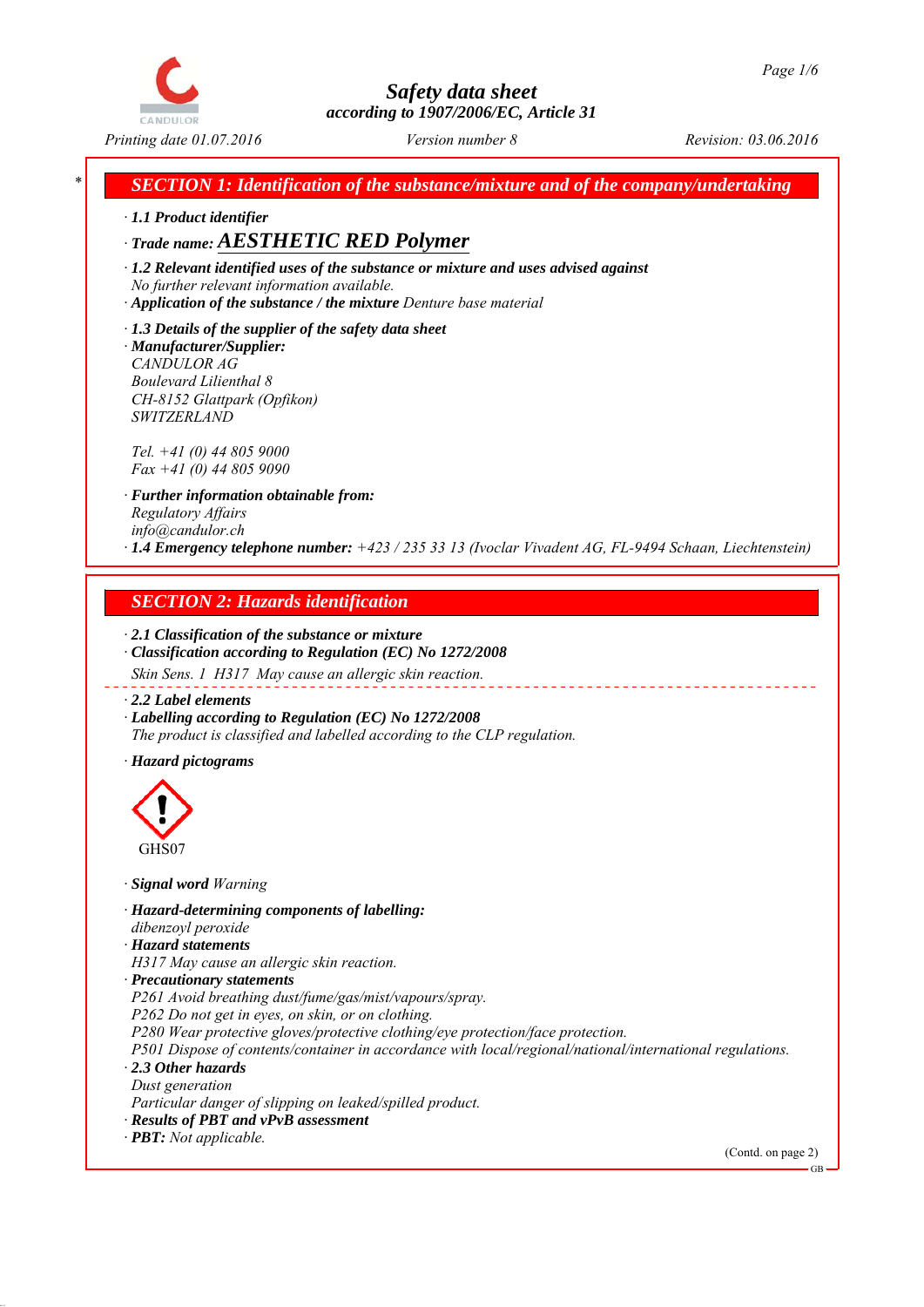# Safety data sheet
according to 1907/2006/EC, Article 31

Printing date 01.07.2016 | Version number 8 | Revision: 03.06.2016

## SECTION 1: Identification of the substance/mixture and of the company/undertaking

· **1.1 Product identifier**

· **Trade name: AESTHETIC RED Polymer**

· **1.2 Relevant identified uses of the substance or mixture and uses advised against**
No further relevant information available.

· **Application of the substance / the mixture** Denture base material

· **1.3 Details of the supplier of the safety data sheet**

· **Manufacturer/Supplier:**
CANDULOR AG
Boulevard Lilienthal 8
CH-8152 Glattpark (Opfikon)
SWITZERLAND

Tel. +41 (0) 44 805 9000
Fax +41 (0) 44 805 9090

· **Further information obtainable from:**
Regulatory Affairs
info@candulor.ch

· **1.4 Emergency telephone number:** +423 / 235 33 13 (Ivoclar Vivadent AG, FL-9494 Schaan, Liechtenstein)

## SECTION 2: Hazards identification

· **2.1 Classification of the substance or mixture**

· **Classification according to Regulation (EC) No 1272/2008**

Skin Sens. 1 H317 May cause an allergic skin reaction.

· **2.2 Label elements**

· **Labelling according to Regulation (EC) No 1272/2008**
The product is classified and labelled according to the CLP regulation.

· **Hazard pictograms**

GHS07

· **Signal word** Warning

· **Hazard-determining components of labelling:**
dibenzoyl peroxide

· **Hazard statements**
H317 May cause an allergic skin reaction.

· **Precautionary statements**
P261 Avoid breathing dust/fume/gas/mist/vapours/spray.
P262 Do not get in eyes, on skin, or on clothing.
P280 Wear protective gloves/protective clothing/eye protection/face protection.
P501 Dispose of contents/container in accordance with local/regional/national/international regulations.

· **2.3 Other hazards**
Dust generation
Particular danger of slipping on leaked/spilled product.

· **Results of PBT and vPvB assessment**

· **PBT:** Not applicable.

(Contd. on page 2)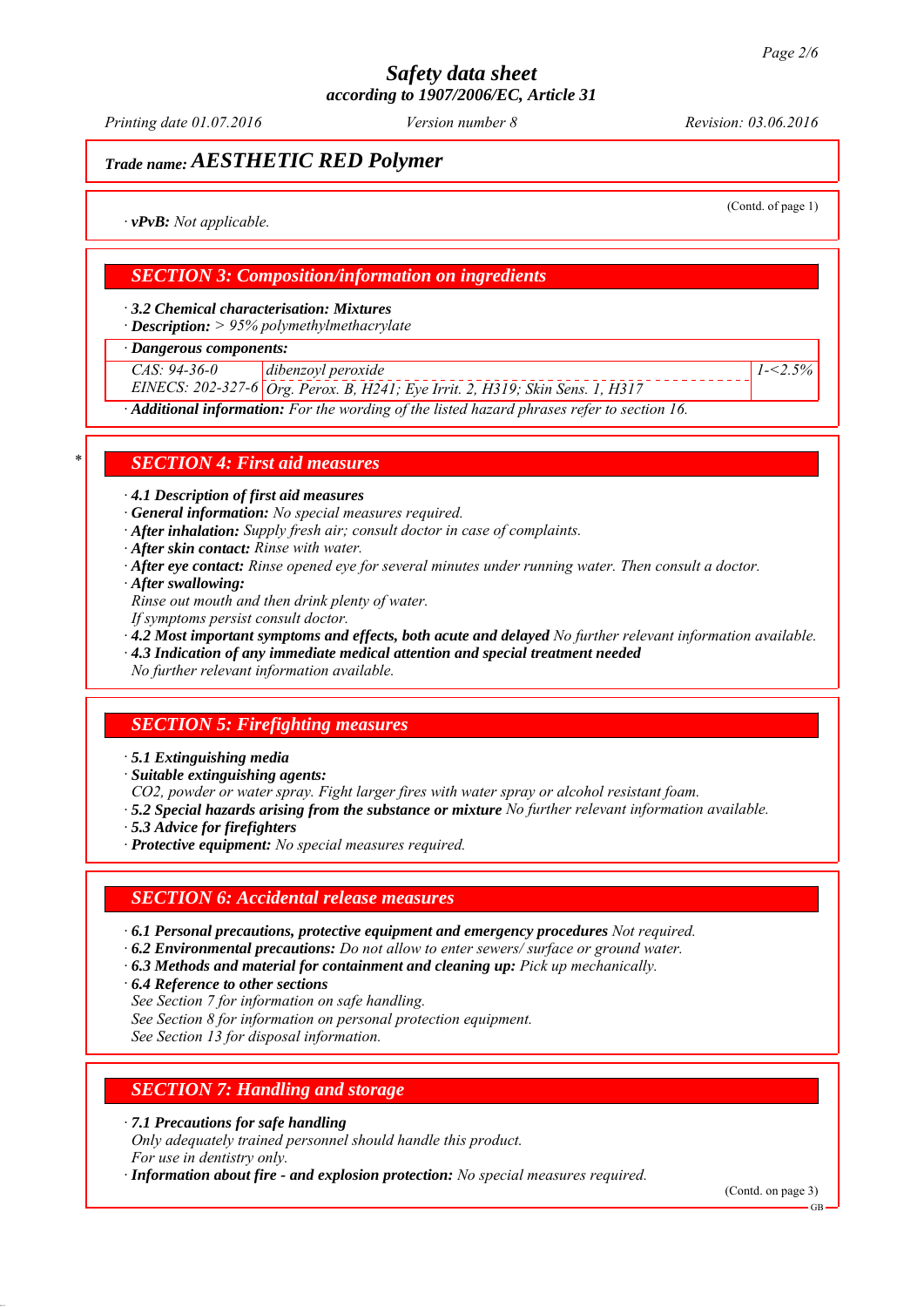## Trade name: AESTHETIC RED Polymer

(Contd. of page 1)

· **vPvB:** *Not applicable.*

## SECTION 3: Composition/information on ingredients

· **3.2 Chemical characterisation: Mixtures**
· **Description:** > 95% polymethylmethacrylate

| · Dangerous components: | | |
|---|---|---|
| CAS: 94-36-0<br>EINECS: 202-327-6 | dibenzoyl peroxide<br>Org. Perox. B, H241; Eye Irrit. 2, H319; Skin Sens. 1, H317 | 1-<2.5% |

· **Additional information:** For the wording of the listed hazard phrases refer to section 16.

## * SECTION 4: First aid measures

· **4.1 Description of first aid measures**
· **General information:** No special measures required.
· **After inhalation:** Supply fresh air; consult doctor in case of complaints.
· **After skin contact:** Rinse with water.
· **After eye contact:** Rinse opened eye for several minutes under running water. Then consult a doctor.
· **After swallowing:**
Rinse out mouth and then drink plenty of water.
If symptoms persist consult doctor.
· **4.2 Most important symptoms and effects, both acute and delayed** No further relevant information available.
· **4.3 Indication of any immediate medical attention and special treatment needed**
No further relevant information available.

## SECTION 5: Firefighting measures

· **5.1 Extinguishing media**
· **Suitable extinguishing agents:**
CO2, powder or water spray. Fight larger fires with water spray or alcohol resistant foam.
· **5.2 Special hazards arising from the substance or mixture** No further relevant information available.
· **5.3 Advice for firefighters**
· **Protective equipment:** No special measures required.

## SECTION 6: Accidental release measures

· **6.1 Personal precautions, protective equipment and emergency procedures** Not required.
· **6.2 Environmental precautions:** Do not allow to enter sewers/ surface or ground water.
· **6.3 Methods and material for containment and cleaning up:** Pick up mechanically.
· **6.4 Reference to other sections**
See Section 7 for information on safe handling.
See Section 8 for information on personal protection equipment.
See Section 13 for disposal information.

## SECTION 7: Handling and storage

· **7.1 Precautions for safe handling**
Only adequately trained personnel should handle this product.
For use in dentistry only.
· **Information about fire - and explosion protection:** No special measures required.

(Contd. on page 3)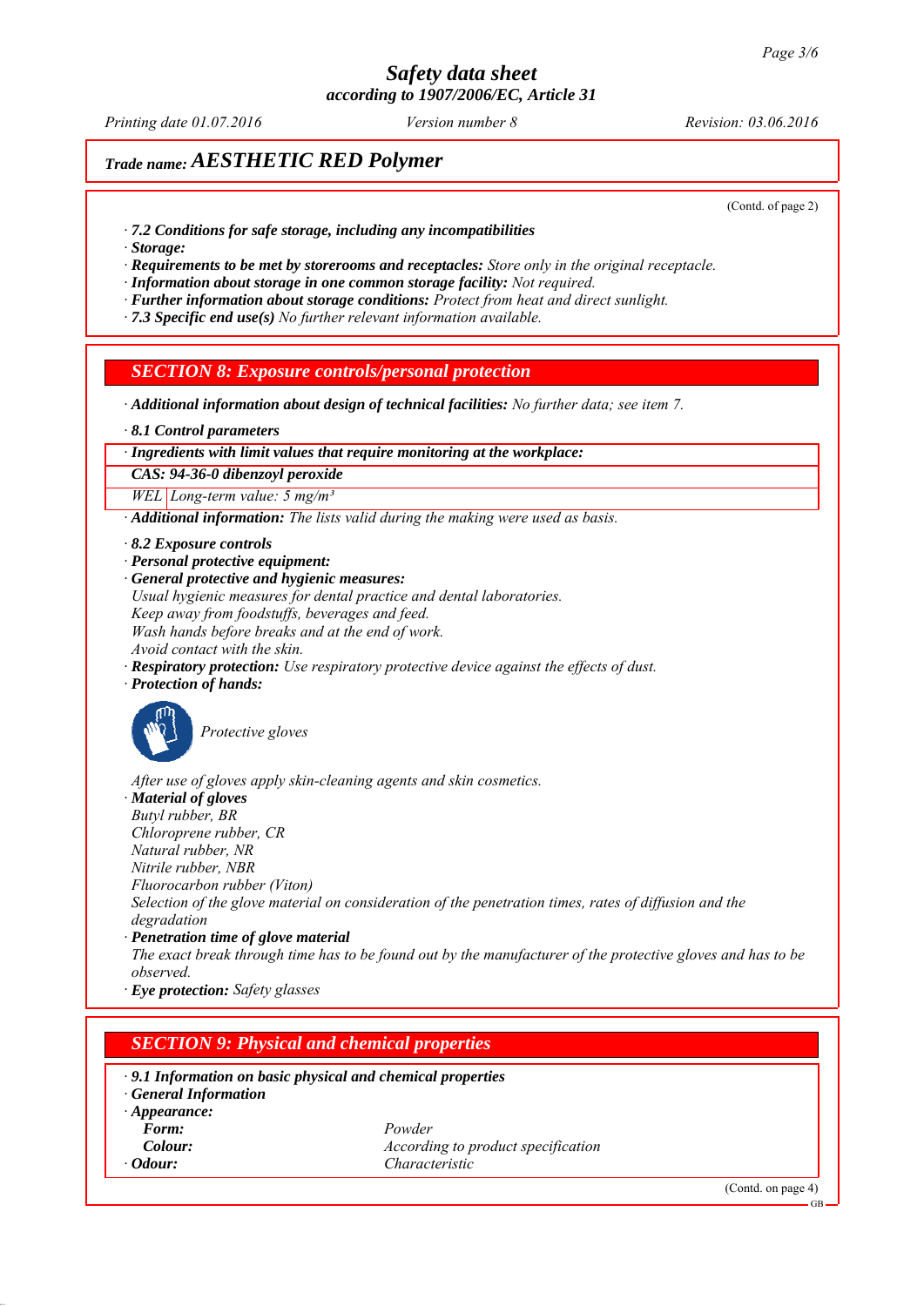## Trade name: AESTHETIC RED Polymer

(Contd. of page 2)

· **7.2 Conditions for safe storage, including any incompatibilities**
· **Storage:**
· **Requirements to be met by storerooms and receptacles:** Store only in the original receptacle.
· **Information about storage in one common storage facility:** Not required.
· **Further information about storage conditions:** Protect from heat and direct sunlight.
· **7.3 Specific end use(s)** No further relevant information available.

## SECTION 8: Exposure controls/personal protection

· **Additional information about design of technical facilities:** No further data; see item 7.

· **8.1 Control parameters**

| · Ingredients with limit values that require monitoring at the workplace: | |
|---|---|
| **CAS: 94-36-0 dibenzoyl peroxide** | |
| WEL | Long-term value: 5 mg/m³ |

· **Additional information:** The lists valid during the making were used as basis.

· **8.2 Exposure controls**
· **Personal protective equipment:**
· **General protective and hygienic measures:**
Usual hygienic measures for dental practice and dental laboratories.
Keep away from foodstuffs, beverages and feed.
Wash hands before breaks and at the end of work.
Avoid contact with the skin.
· **Respiratory protection:** Use respiratory protective device against the effects of dust.
· **Protection of hands:**

Protective gloves

After use of gloves apply skin-cleaning agents and skin cosmetics.
· **Material of gloves**
Butyl rubber, BR
Chloroprene rubber, CR
Natural rubber, NR
Nitrile rubber, NBR
Fluorocarbon rubber (Viton)
Selection of the glove material on consideration of the penetration times, rates of diffusion and the degradation
· **Penetration time of glove material**
The exact break through time has to be found out by the manufacturer of the protective gloves and has to be observed.
· **Eye protection:** Safety glasses

## SECTION 9: Physical and chemical properties

· **9.1 Information on basic physical and chemical properties**
· **General Information**
· **Appearance:**

| | |
|---|---|
| **Form:** | Powder |
| **Colour:** | According to product specification |
| · **Odour:** | Characteristic |

(Contd. on page 4)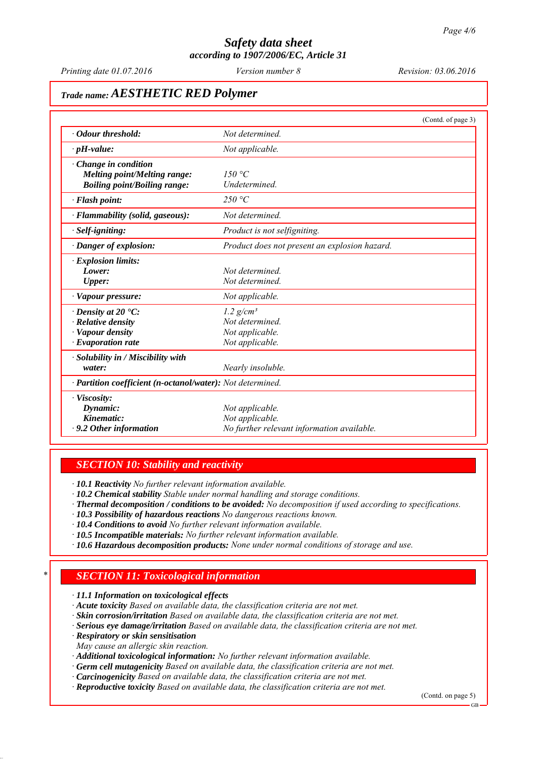**Trade name: AESTHETIC RED Polymer**

(Contd. of page 3)

| | |
|---|---|
| · **Odour threshold:** | Not determined. |
| · **pH-value:** | Not applicable. |
| · **Change in condition**<br>**Melting point/Melting range:**<br>**Boiling point/Boiling range:** | <br>150 °C<br>Undetermined. |
| · **Flash point:** | 250 °C |
| · **Flammability (solid, gaseous):** | Not determined. |
| · **Self-igniting:** | Product is not selfigniting. |
| · **Danger of explosion:** | Product does not present an explosion hazard. |
| · **Explosion limits:**<br>**Lower:**<br>**Upper:** | <br>Not determined.<br>Not determined. |
| · **Vapour pressure:** | Not applicable. |
| · **Density at 20 °C:**<br>· **Relative density**<br>· **Vapour density**<br>· **Evaporation rate** | $1.2\ g/cm^3$<br>Not determined.<br>Not applicable.<br>Not applicable. |
| · **Solubility in / Miscibility with water:** | Nearly insoluble. |
| · **Partition coefficient (n-octanol/water):** | Not determined. |
| · **Viscosity:**<br>**Dynamic:**<br>**Kinematic:**<br>· **9.2 Other information** | <br>Not applicable.<br>Not applicable.<br>No further relevant information available. |

## SECTION 10: Stability and reactivity

· **10.1 Reactivity** No further relevant information available.
· **10.2 Chemical stability** Stable under normal handling and storage conditions.
· **Thermal decomposition / conditions to be avoided:** No decomposition if used according to specifications.
· **10.3 Possibility of hazardous reactions** No dangerous reactions known.
· **10.4 Conditions to avoid** No further relevant information available.
· **10.5 Incompatible materials:** No further relevant information available.
· **10.6 Hazardous decomposition products:** None under normal conditions of storage and use.

## * SECTION 11: Toxicological information

· **11.1 Information on toxicological effects**
· **Acute toxicity** Based on available data, the classification criteria are not met.
· **Skin corrosion/irritation** Based on available data, the classification criteria are not met.
· **Serious eye damage/irritation** Based on available data, the classification criteria are not met.
· **Respiratory or skin sensitisation**
May cause an allergic skin reaction.
· **Additional toxicological information:** No further relevant information available.
· **Germ cell mutagenicity** Based on available data, the classification criteria are not met.
· **Carcinogenicity** Based on available data, the classification criteria are not met.
· **Reproductive toxicity** Based on available data, the classification criteria are not met.

(Contd. on page 5)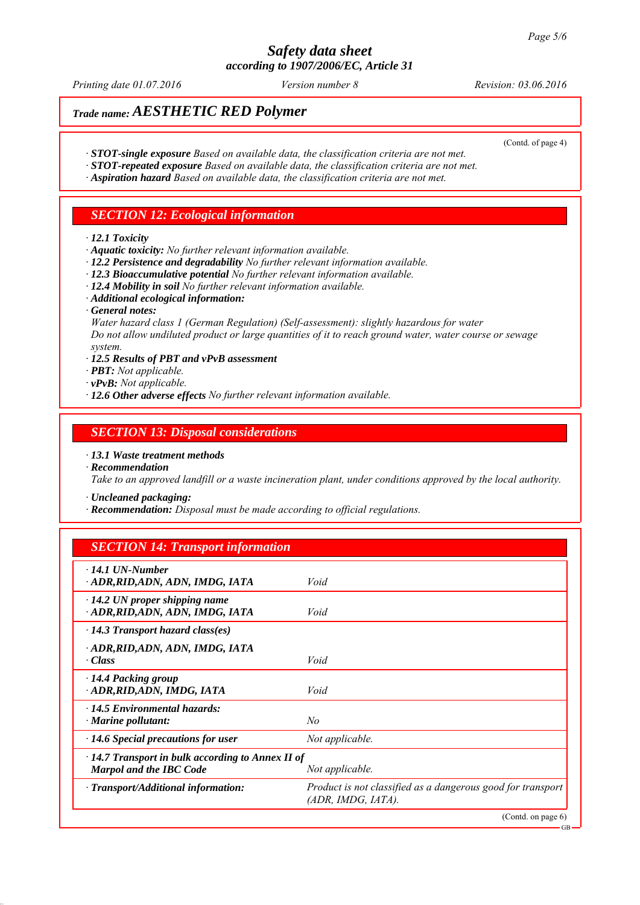Trade name: **AESTHETIC RED Polymer**

(Contd. of page 4)

· **STOT-single exposure** *Based on available data, the classification criteria are not met.*
· **STOT-repeated exposure** *Based on available data, the classification criteria are not met.*
· **Aspiration hazard** *Based on available data, the classification criteria are not met.*

## SECTION 12: Ecological information

· **12.1 Toxicity**
· **Aquatic toxicity:** *No further relevant information available.*
· **12.2 Persistence and degradability** *No further relevant information available.*
· **12.3 Bioaccumulative potential** *No further relevant information available.*
· **12.4 Mobility in soil** *No further relevant information available.*
· **Additional ecological information:**
· **General notes:**
*Water hazard class 1 (German Regulation) (Self-assessment): slightly hazardous for water*
*Do not allow undiluted product or large quantities of it to reach ground water, water course or sewage system.*
· **12.5 Results of PBT and vPvB assessment**
· **PBT:** *Not applicable.*
· **vPvB:** *Not applicable.*
· **12.6 Other adverse effects** *No further relevant information available.*

## SECTION 13: Disposal considerations

· **13.1 Waste treatment methods**
· **Recommendation**
*Take to an approved landfill or a waste incineration plant, under conditions approved by the local authority.*

· **Uncleaned packaging:**
· **Recommendation:** *Disposal must be made according to official regulations.*

## SECTION 14: Transport information

| | |
|---|---|
| · **14.1 UN-Number**<br>· **ADR,RID,ADN, ADN, IMDG, IATA** | *Void* |
| · **14.2 UN proper shipping name**<br>· **ADR,RID,ADN, ADN, IMDG, IATA** | *Void* |
| · **14.3 Transport hazard class(es)**<br>· **ADR,RID,ADN, ADN, IMDG, IATA**<br>· **Class** | *Void* |
| · **14.4 Packing group**<br>· **ADR,RID,ADN, IMDG, IATA** | *Void* |
| · **14.5 Environmental hazards:**<br>· **Marine pollutant:** | *No* |
| · **14.6 Special precautions for user** | *Not applicable.* |
| · **14.7 Transport in bulk according to Annex II of Marpol and the IBC Code** | *Not applicable.* |
| · **Transport/Additional information:** | *Product is not classified as a dangerous good for transport (ADR, IMDG, IATA).* |

(Contd. on page 6)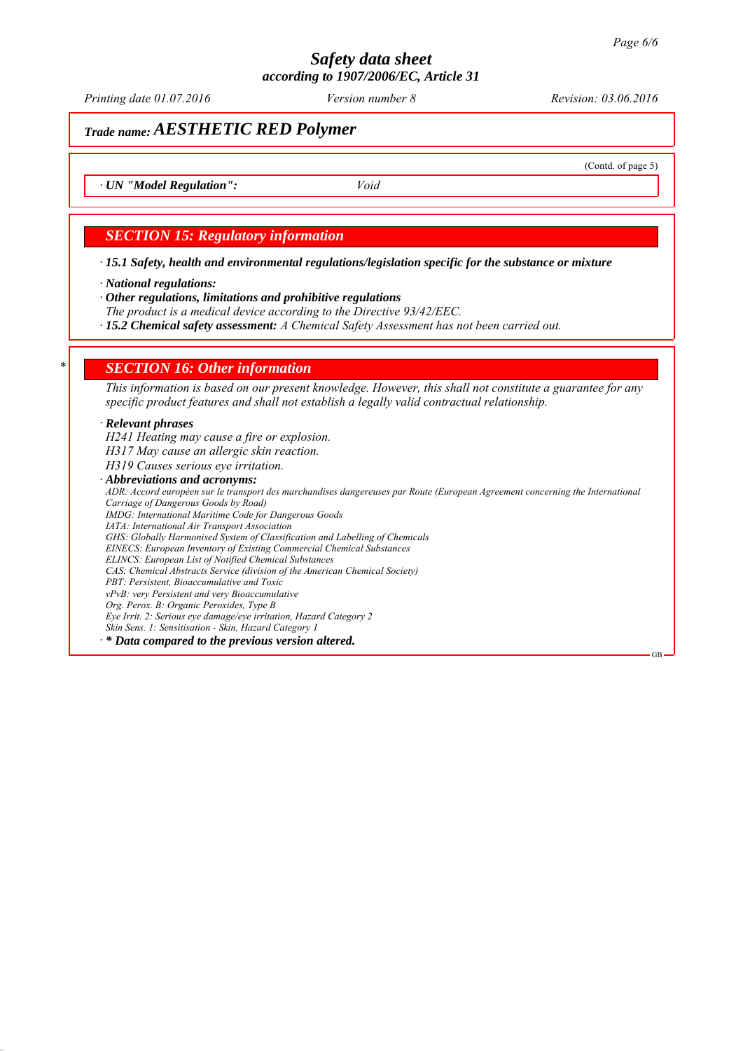*Trade name:* ***AESTHETIC RED Polymer***

(Contd. of page 5)

· ***UN "Model Regulation":*** *Void*

## *SECTION 15: Regulatory information*

· ***15.1 Safety, health and environmental regulations/legislation specific for the substance or mixture***

· ***National regulations:***

· ***Other regulations, limitations and prohibitive regulations***

*The product is a medical device according to the Directive 93/42/EEC.*

· ***15.2 Chemical safety assessment:*** *A Chemical Safety Assessment has not been carried out.*

## * *SECTION 16: Other information*

*This information is based on our present knowledge. However, this shall not constitute a guarantee for any specific product features and shall not establish a legally valid contractual relationship.*

· ***Relevant phrases***

*H241 Heating may cause a fire or explosion.*

*H317 May cause an allergic skin reaction.*

*H319 Causes serious eye irritation.*

· ***Abbreviations and acronyms:***

*ADR: Accord européen sur le transport des marchandises dangereuses par Route (European Agreement concerning the International Carriage of Dangerous Goods by Road)*
*IMDG: International Maritime Code for Dangerous Goods*
*IATA: International Air Transport Association*
*GHS: Globally Harmonised System of Classification and Labelling of Chemicals*
*EINECS: European Inventory of Existing Commercial Chemical Substances*
*ELINCS: European List of Notified Chemical Substances*
*CAS: Chemical Abstracts Service (division of the American Chemical Society)*
*PBT: Persistent, Bioaccumulative and Toxic*
*vPvB: very Persistent and very Bioaccumulative*
*Org. Perox. B: Organic Peroxides, Type B*
*Eye Irrit. 2: Serious eye damage/eye irritation, Hazard Category 2*
*Skin Sens. 1: Sensitisation - Skin, Hazard Category 1*

· ***\* Data compared to the previous version altered.***